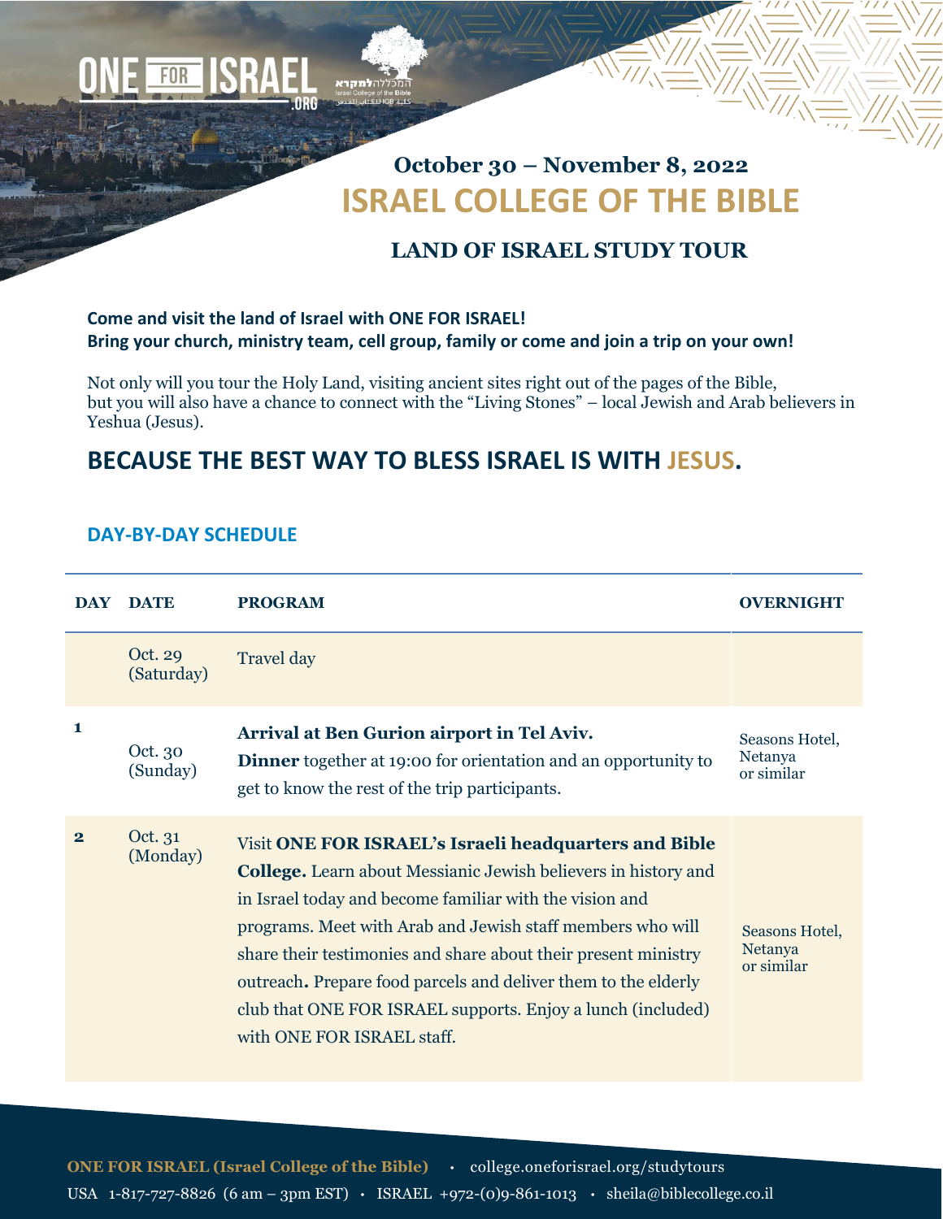October 30 – November 8, 2022

# ISRAEL COLLEGE OF THE BIBLE

## LAND OF ISRAEL STUDY TOUR

**Come and visit the land of Israel with ONE FOR ISRAEL!**
**Bring your church, ministry team, cell group, family or come and join a trip on your own!**

Not only will you tour the Holy Land, visiting ancient sites right out of the pages of the Bible, but you will also have a chance to connect with the "Living Stones" – local Jewish and Arab believers in Yeshua (Jesus).

## BECAUSE THE BEST WAY TO BLESS ISRAEL IS WITH JESUS.

### DAY-BY-DAY SCHEDULE

| DAY | DATE | PROGRAM | OVERNIGHT |
|---|---|---|---|
| | Oct. 29 (Saturday) | Travel day | |
| 1 | Oct. 30 (Sunday) | **Arrival at Ben Gurion airport in Tel Aviv.** **Dinner** together at 19:00 for orientation and an opportunity to get to know the rest of the trip participants. | Seasons Hotel, Netanya or similar |
| 2 | Oct. 31 (Monday) | Visit **ONE FOR ISRAEL's Israeli headquarters and Bible College.** Learn about Messianic Jewish believers in history and in Israel today and become familiar with the vision and programs. Meet with Arab and Jewish staff members who will share their testimonies and share about their present ministry outreach**.** Prepare food parcels and deliver them to the elderly club that ONE FOR ISRAEL supports. Enjoy a lunch (included) with ONE FOR ISRAEL staff. | Seasons Hotel, Netanya or similar |

**ONE FOR ISRAEL (Israel College of the Bible)** • college.oneforisrael.org/studytours
USA 1-817-727-8826 (6 am – 3pm EST) • ISRAEL +972-(0)9-861-1013 • sheila@biblecollege.co.il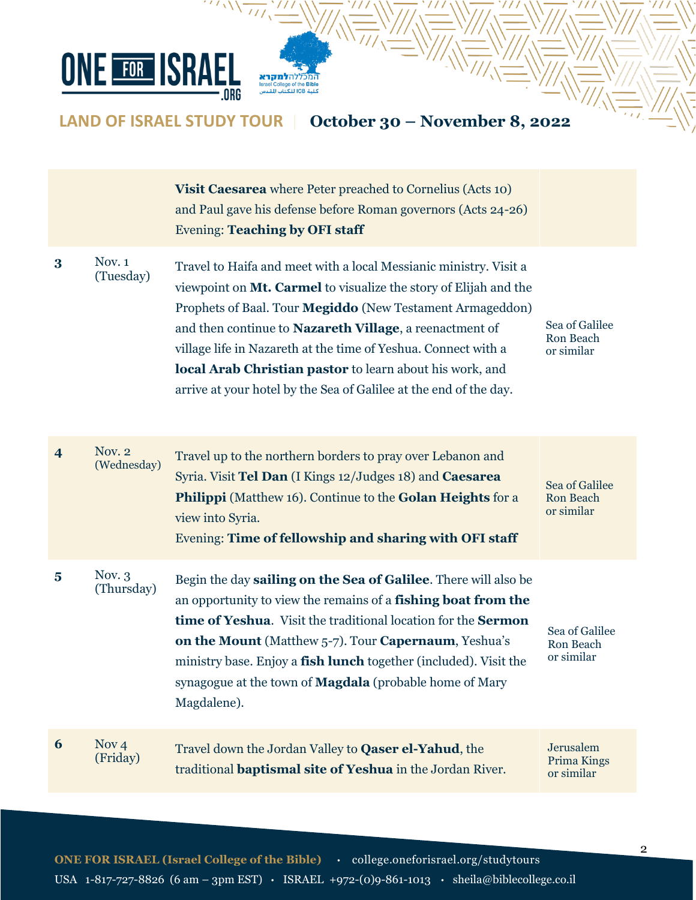| Day | Date | Itinerary | Hotel |
|---|---|---|---|
| | | **Visit Caesarea** where Peter preached to Cornelius (Acts 10) and Paul gave his defense before Roman governors (Acts 24-26)<br>Evening: **Teaching by OFI staff** | |
| 3 | Nov. 1 (Tuesday) | Travel to Haifa and meet with a local Messianic ministry. Visit a viewpoint on **Mt. Carmel** to visualize the story of Elijah and the Prophets of Baal. Tour **Megiddo** (New Testament Armageddon) and then continue to **Nazareth Village**, a reenactment of village life in Nazareth at the time of Yeshua. Connect with a **local Arab Christian pastor** to learn about his work, and arrive at your hotel by the Sea of Galilee at the end of the day. | Sea of Galilee Ron Beach or similar |
| 4 | Nov. 2 (Wednesday) | Travel up to the northern borders to pray over Lebanon and Syria. Visit **Tel Dan** (I Kings 12/Judges 18) and **Caesarea Philippi** (Matthew 16). Continue to the **Golan Heights** for a view into Syria.<br>Evening: **Time of fellowship and sharing with OFI staff** | Sea of Galilee Ron Beach or similar |
| 5 | Nov. 3 (Thursday) | Begin the day **sailing on the Sea of Galilee**. There will also be an opportunity to view the remains of a **fishing boat from the time of Yeshua**. Visit the traditional location for the **Sermon on the Mount** (Matthew 5-7). Tour **Capernaum**, Yeshua's ministry base. Enjoy a **fish lunch** together (included). Visit the synagogue at the town of **Magdala** (probable home of Mary Magdalene). | Sea of Galilee Ron Beach or similar |
| 6 | Nov 4 (Friday) | Travel down the Jordan Valley to **Qaser el-Yahud**, the traditional **baptismal site of Yeshua** in the Jordan River. | Jerusalem Prima Kings or similar |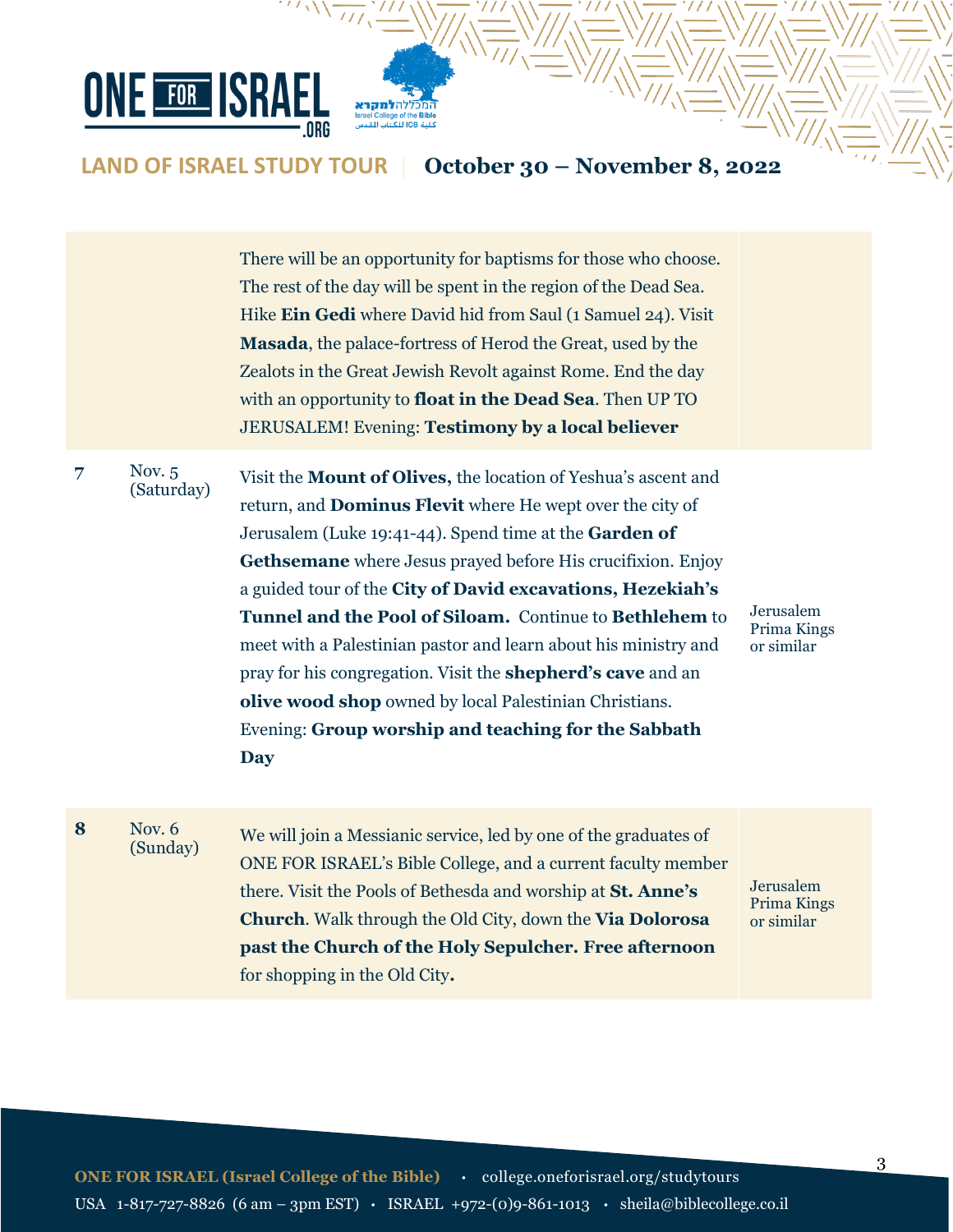| | | | |
|---|---|---|---|
| | | There will be an opportunity for baptisms for those who choose. The rest of the day will be spent in the region of the Dead Sea. Hike **Ein Gedi** where David hid from Saul (1 Samuel 24). Visit **Masada**, the palace-fortress of Herod the Great, used by the Zealots in the Great Jewish Revolt against Rome. End the day with an opportunity to **float in the Dead Sea**. Then UP TO JERUSALEM! Evening: **Testimony by a local believer** | |
| **7** | Nov. 5 (Saturday) | Visit the **Mount of Olives,** the location of Yeshua's ascent and return, and **Dominus Flevit** where He wept over the city of Jerusalem (Luke 19:41-44). Spend time at the **Garden of Gethsemane** where Jesus prayed before His crucifixion. Enjoy a guided tour of the **City of David excavations, Hezekiah's Tunnel and the Pool of Siloam.** Continue to **Bethlehem** to meet with a Palestinian pastor and learn about his ministry and pray for his congregation. Visit the **shepherd's cave** and an **olive wood shop** owned by local Palestinian Christians. Evening: **Group worship and teaching for the Sabbath Day** | Jerusalem Prima Kings or similar |
| **8** | Nov. 6 (Sunday) | We will join a Messianic service, led by one of the graduates of ONE FOR ISRAEL's Bible College, and a current faculty member there. Visit the Pools of Bethesda and worship at **St. Anne's Church**. Walk through the Old City, down the **Via Dolorosa past the Church of the Holy Sepulcher. Free afternoon** for shopping in the Old City**.** | Jerusalem Prima Kings or similar |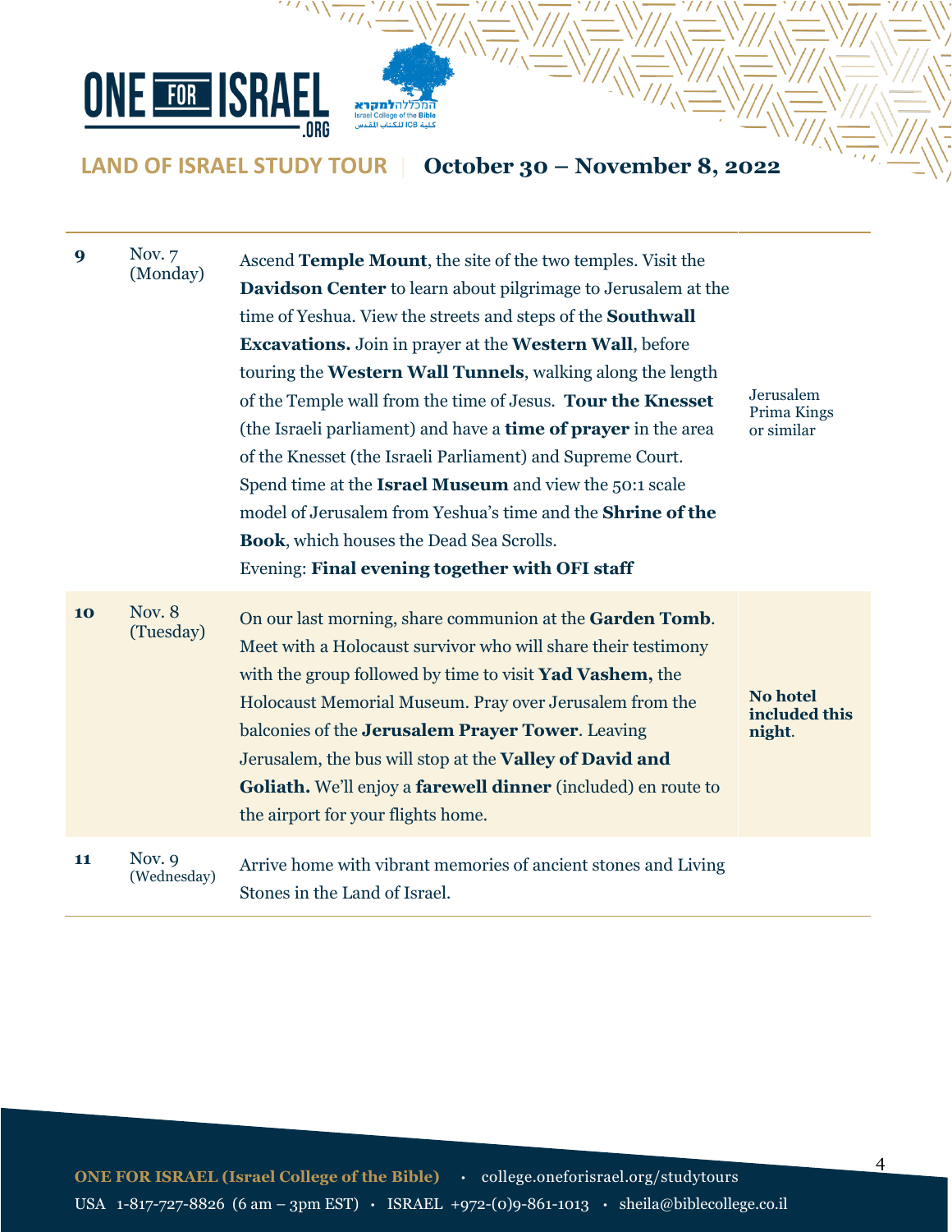**LAND OF ISRAEL STUDY TOUR** | **October 30 – November 8, 2022**

| | | | |
|---|---|---|---|
| **9** | Nov. 7 (Monday) | Ascend **Temple Mount**, the site of the two temples. Visit the **Davidson Center** to learn about pilgrimage to Jerusalem at the time of Yeshua. View the streets and steps of the **Southwall Excavations.** Join in prayer at the **Western Wall**, before touring the **Western Wall Tunnels**, walking along the length of the Temple wall from the time of Jesus. **Tour the Knesset** (the Israeli parliament) and have a **time of prayer** in the area of the Knesset (the Israeli Parliament) and Supreme Court. Spend time at the **Israel Museum** and view the 50:1 scale model of Jerusalem from Yeshua's time and the **Shrine of the Book**, which houses the Dead Sea Scrolls. Evening: **Final evening together with OFI staff** | Jerusalem Prima Kings or similar |
| **10** | Nov. 8 (Tuesday) | On our last morning, share communion at the **Garden Tomb**. Meet with a Holocaust survivor who will share their testimony with the group followed by time to visit **Yad Vashem,** the Holocaust Memorial Museum. Pray over Jerusalem from the balconies of the **Jerusalem Prayer Tower**. Leaving Jerusalem, the bus will stop at the **Valley of David and Goliath.** We'll enjoy a **farewell dinner** (included) en route to the airport for your flights home. | **No hotel included this night**. |
| **11** | Nov. 9 (Wednesday) | Arrive home with vibrant memories of ancient stones and Living Stones in the Land of Israel. | |

**ONE FOR ISRAEL (Israel College of the Bible)** • college.oneforisrael.org/studytours
USA 1-817-727-8826 (6 am – 3pm EST) • ISRAEL +972-(0)9-861-1013 • sheila@biblecollege.co.il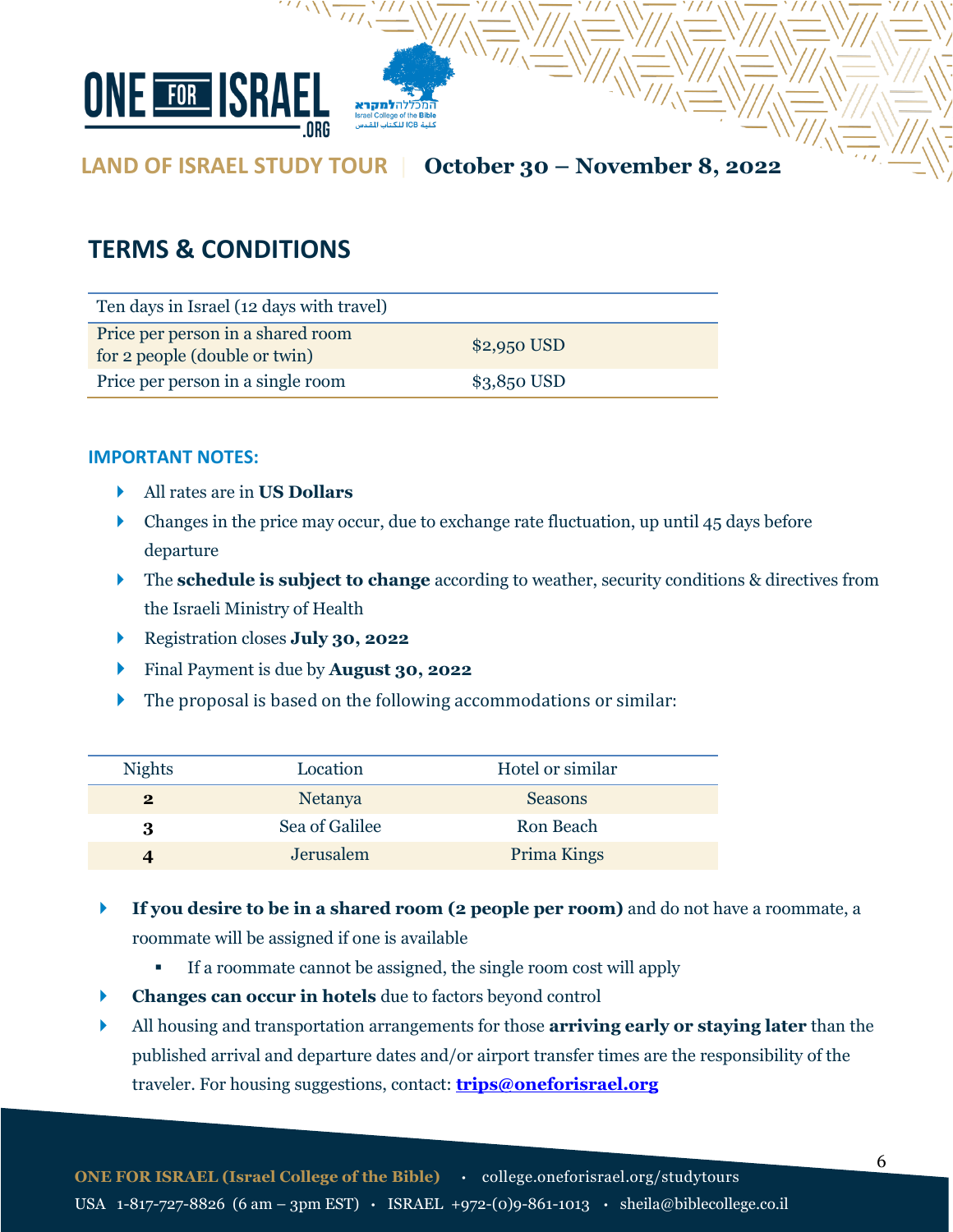## TERMS & CONDITIONS

| Ten days in Israel (12 days with travel) | |
|---|---|
| Price per person in a shared room for 2 people (double or twin) | $2,950 USD |
| Price per person in a single room | $3,850 USD |

### IMPORTANT NOTES:

- All rates are in **US Dollars**
- Changes in the price may occur, due to exchange rate fluctuation, up until 45 days before departure
- The **schedule is subject to change** according to weather, security conditions & directives from the Israeli Ministry of Health
- Registration closes **July 30, 2022**
- Final Payment is due by **August 30, 2022**
- The proposal is based on the following accommodations or similar:

| Nights | Location | Hotel or similar |
|---|---|---|
| **2** | Netanya | Seasons |
| **3** | Sea of Galilee | Ron Beach |
| **4** | Jerusalem | Prima Kings |

- **If you desire to be in a shared room (2 people per room)** and do not have a roommate, a roommate will be assigned if one is available
  - If a roommate cannot be assigned, the single room cost will apply
- **Changes can occur in hotels** due to factors beyond control
- All housing and transportation arrangements for those **arriving early or staying later** than the published arrival and departure dates and/or airport transfer times are the responsibility of the traveler. For housing suggestions, contact: **trips@oneforisrael.org**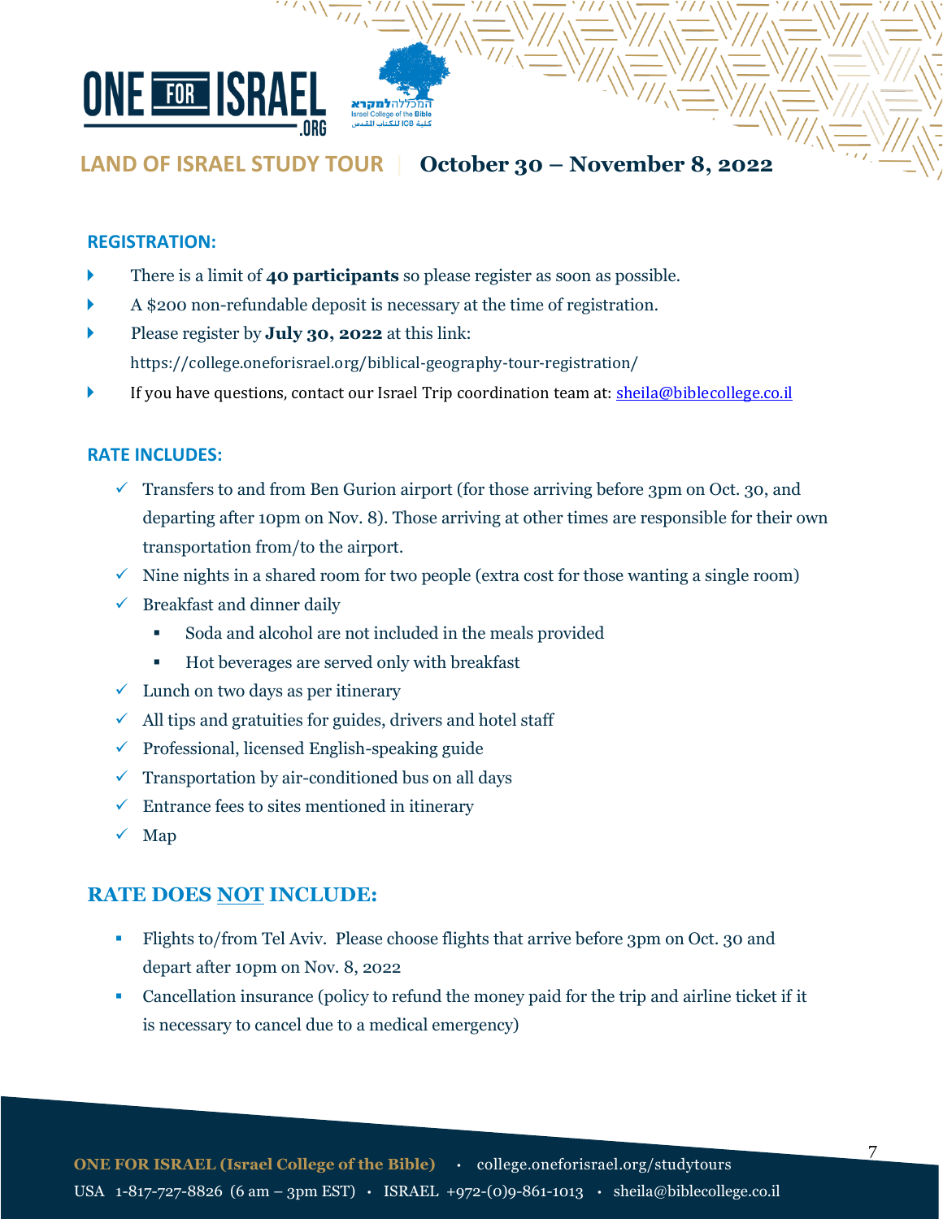## REGISTRATION:

- There is a limit of **40 participants** so please register as soon as possible.
- A $200 non-refundable deposit is necessary at the time of registration.
- Please register by **July 30, 2022** at this link: https://college.oneforisrael.org/biblical-geography-tour-registration/
- If you have questions, contact our Israel Trip coordination team at: sheila@biblecollege.co.il

## RATE INCLUDES:

- ✓ Transfers to and from Ben Gurion airport (for those arriving before 3pm on Oct. 30, and departing after 10pm on Nov. 8). Those arriving at other times are responsible for their own transportation from/to the airport.
- ✓ Nine nights in a shared room for two people (extra cost for those wanting a single room)
- ✓ Breakfast and dinner daily
  - Soda and alcohol are not included in the meals provided
  - Hot beverages are served only with breakfast
- ✓ Lunch on two days as per itinerary
- ✓ All tips and gratuities for guides, drivers and hotel staff
- ✓ Professional, licensed English-speaking guide
- ✓ Transportation by air-conditioned bus on all days
- ✓ Entrance fees to sites mentioned in itinerary
- ✓ Map

## RATE DOES NOT INCLUDE:

- Flights to/from Tel Aviv. Please choose flights that arrive before 3pm on Oct. 30 and depart after 10pm on Nov. 8, 2022
- Cancellation insurance (policy to refund the money paid for the trip and airline ticket if it is necessary to cancel due to a medical emergency)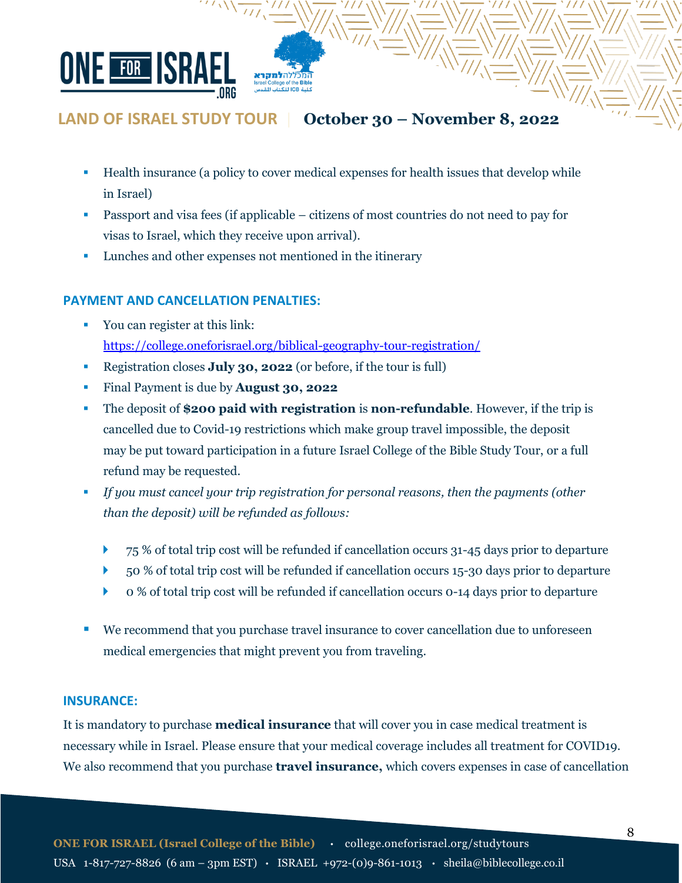- Health insurance (a policy to cover medical expenses for health issues that develop while in Israel)
- Passport and visa fees (if applicable – citizens of most countries do not need to pay for visas to Israel, which they receive upon arrival).
- Lunches and other expenses not mentioned in the itinerary

## PAYMENT AND CANCELLATION PENALTIES:

- You can register at this link: https://college.oneforisrael.org/biblical-geography-tour-registration/
- Registration closes **July 30, 2022** (or before, if the tour is full)
- Final Payment is due by **August 30, 2022**
- The deposit of **$200 paid with registration** is **non-refundable**. However, if the trip is cancelled due to Covid-19 restrictions which make group travel impossible, the deposit may be put toward participation in a future Israel College of the Bible Study Tour, or a full refund may be requested.
- *If you must cancel your trip registration for personal reasons, then the payments (other than the deposit) will be refunded as follows:*
  - 75 % of total trip cost will be refunded if cancellation occurs 31-45 days prior to departure
  - 50 % of total trip cost will be refunded if cancellation occurs 15-30 days prior to departure
  - 0 % of total trip cost will be refunded if cancellation occurs 0-14 days prior to departure
- We recommend that you purchase travel insurance to cover cancellation due to unforeseen medical emergencies that might prevent you from traveling.

## INSURANCE:

It is mandatory to purchase **medical insurance** that will cover you in case medical treatment is necessary while in Israel. Please ensure that your medical coverage includes all treatment for COVID19. We also recommend that you purchase **travel insurance,** which covers expenses in case of cancellation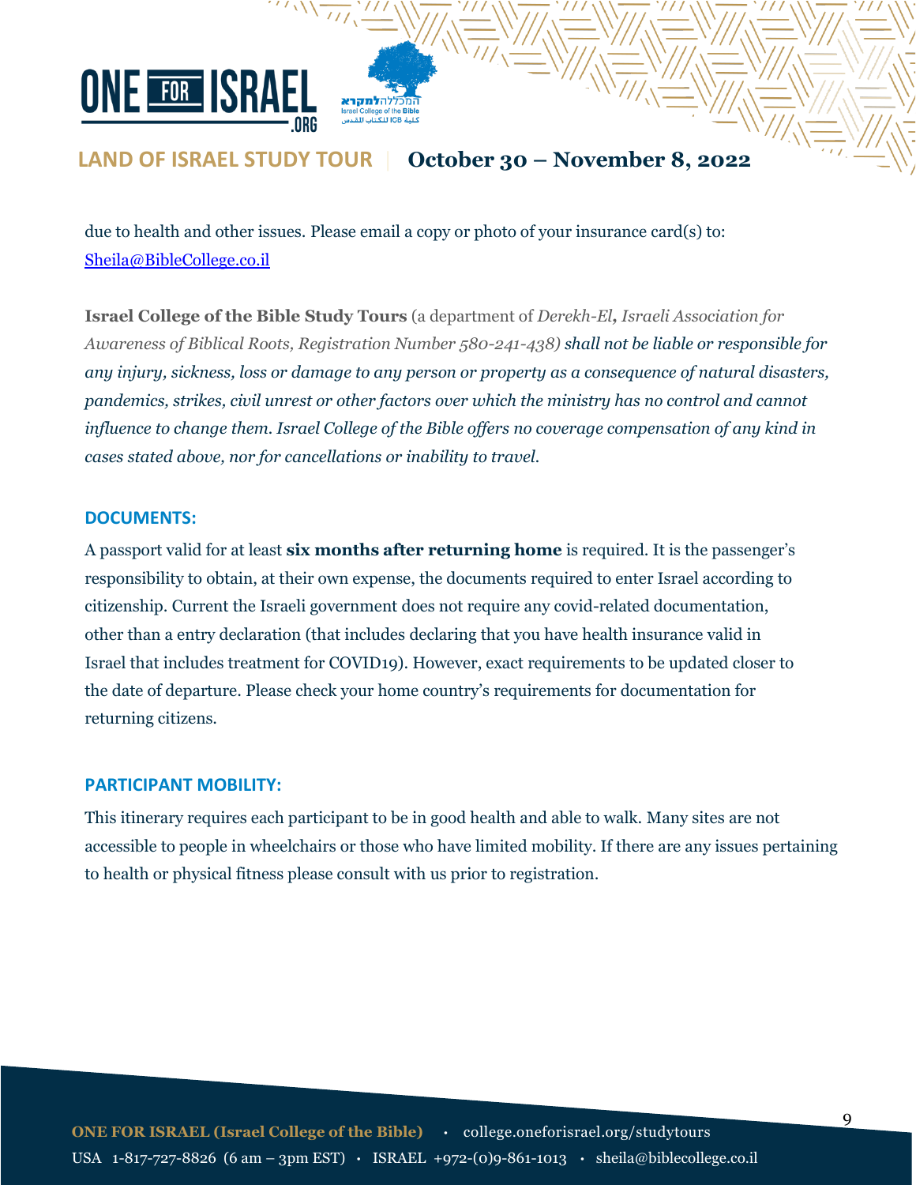due to health and other issues. Please email a copy or photo of your insurance card(s) to: [Sheila@BibleCollege.co.il](mailto:Sheila@BibleCollege.co.il)

**Israel College of the Bible Study Tours** (a department of *Derekh-El**,** Israeli Association for Awareness of Biblical Roots, Registration Number 580-241-438) shall not be liable or responsible for any injury, sickness, loss or damage to any person or property as a consequence of natural disasters, pandemics, strikes, civil unrest or other factors over which the ministry has no control and cannot influence to change them. Israel College of the Bible offers no coverage compensation of any kind in cases stated above, nor for cancellations or inability to travel.*

### DOCUMENTS:

A passport valid for at least **six months after returning home** is required. It is the passenger's responsibility to obtain, at their own expense, the documents required to enter Israel according to citizenship. Current the Israeli government does not require any covid-related documentation, other than a entry declaration (that includes declaring that you have health insurance valid in Israel that includes treatment for COVID19). However, exact requirements to be updated closer to the date of departure. Please check your home country's requirements for documentation for returning citizens.

### PARTICIPANT MOBILITY:

This itinerary requires each participant to be in good health and able to walk. Many sites are not accessible to people in wheelchairs or those who have limited mobility. If there are any issues pertaining to health or physical fitness please consult with us prior to registration.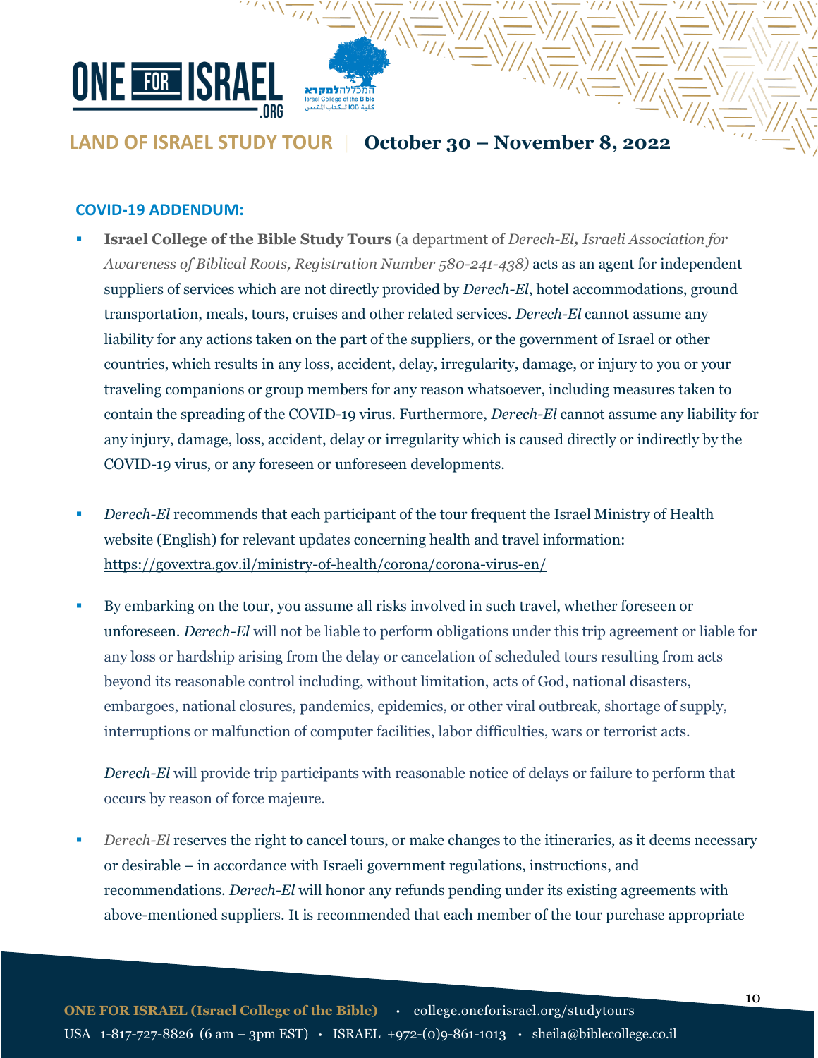## COVID-19 ADDENDUM:

- **Israel College of the Bible Study Tours** (a department of *Derech-El**, Israeli Association for Awareness of Biblical Roots, Registration Number 580-241-438)* acts as an agent for independent suppliers of services which are not directly provided by *Derech-El*, hotel accommodations, ground transportation, meals, tours, cruises and other related services. *Derech-El* cannot assume any liability for any actions taken on the part of the suppliers, or the government of Israel or other countries, which results in any loss, accident, delay, irregularity, damage, or injury to you or your traveling companions or group members for any reason whatsoever, including measures taken to contain the spreading of the COVID-19 virus. Furthermore, *Derech-El* cannot assume any liability for any injury, damage, loss, accident, delay or irregularity which is caused directly or indirectly by the COVID-19 virus, or any foreseen or unforeseen developments.

- *Derech-El* recommends that each participant of the tour frequent the Israel Ministry of Health website (English) for relevant updates concerning health and travel information: https://govextra.gov.il/ministry-of-health/corona/corona-virus-en/

- By embarking on the tour, you assume all risks involved in such travel, whether foreseen or unforeseen. *Derech-El* will not be liable to perform obligations under this trip agreement or liable for any loss or hardship arising from the delay or cancelation of scheduled tours resulting from acts beyond its reasonable control including, without limitation, acts of God, national disasters, embargoes, national closures, pandemics, epidemics, or other viral outbreak, shortage of supply, interruptions or malfunction of computer facilities, labor difficulties, wars or terrorist acts.

  *Derech-El* will provide trip participants with reasonable notice of delays or failure to perform that occurs by reason of force majeure.

- *Derech-El* reserves the right to cancel tours, or make changes to the itineraries, as it deems necessary or desirable – in accordance with Israeli government regulations, instructions, and recommendations. *Derech-El* will honor any refunds pending under its existing agreements with above-mentioned suppliers. It is recommended that each member of the tour purchase appropriate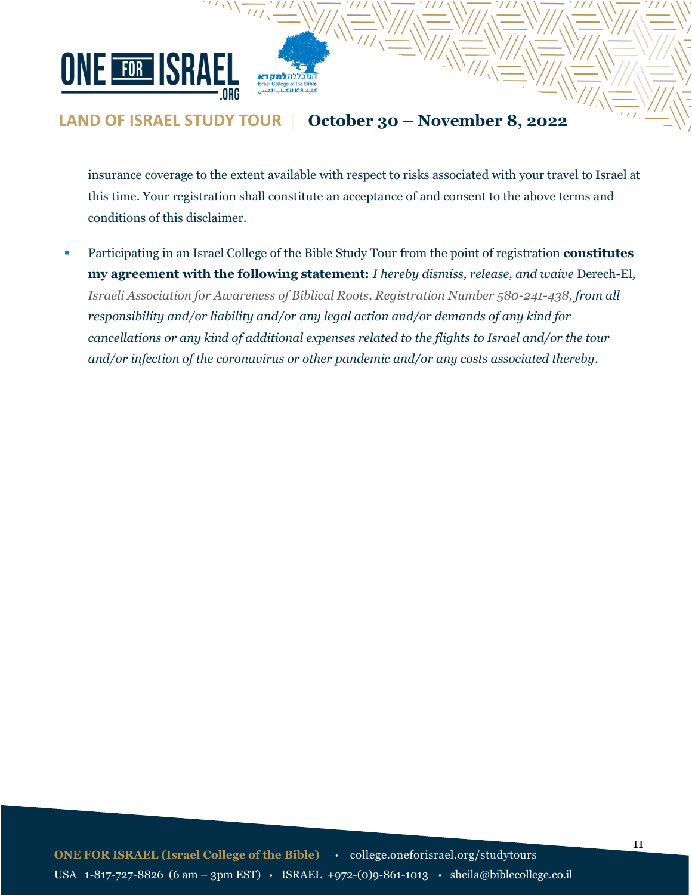insurance coverage to the extent available with respect to risks associated with your travel to Israel at this time. Your registration shall constitute an acceptance of and consent to the above terms and conditions of this disclaimer.

- Participating in an Israel College of the Bible Study Tour from the point of registration **constitutes my agreement with the following statement:** *I hereby dismiss, release, and waive* Derech-El, *Israeli Association for Awareness of Biblical Roots, Registration Number 580-241-438, from all responsibility and/or liability and/or any legal action and/or demands of any kind for cancellations or any kind of additional expenses related to the flights to Israel and/or the tour and/or infection of the coronavirus or other pandemic and/or any costs associated thereby.*